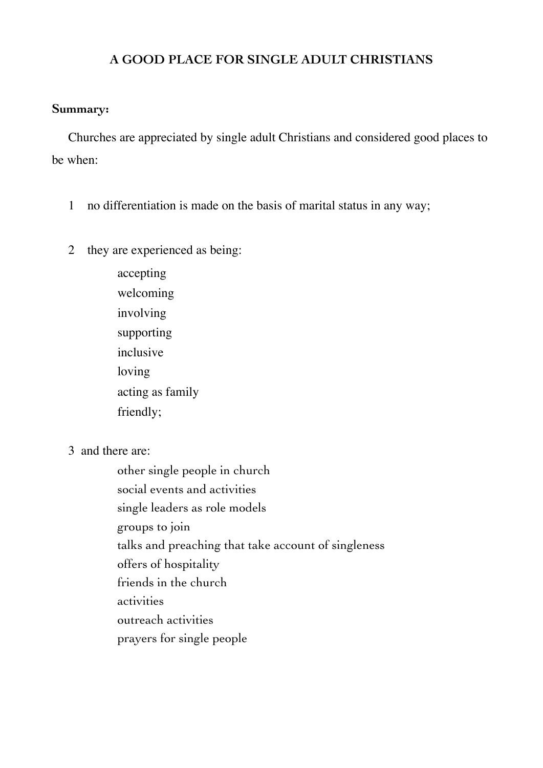# A GOOD PLACE FOR SINGLE ADULT CHRISTIANS

**Summary:**

Churches are appreciated by single adult Christians and considered good places to be when:

1. no differentiation is made on the basis of marital status in any way;

2. they are experienced as being:
    - accepting
    - welcoming
    - involving
    - supporting
    - inclusive
    - loving
    - acting as family
    - friendly;

3. and there are:
    - other single people in church
    - social events and activities
    - single leaders as role models
    - groups to join
    - talks and preaching that take account of singleness
    - offers of hospitality
    - friends in the church
    - activities
    - outreach activities
    - prayers for single people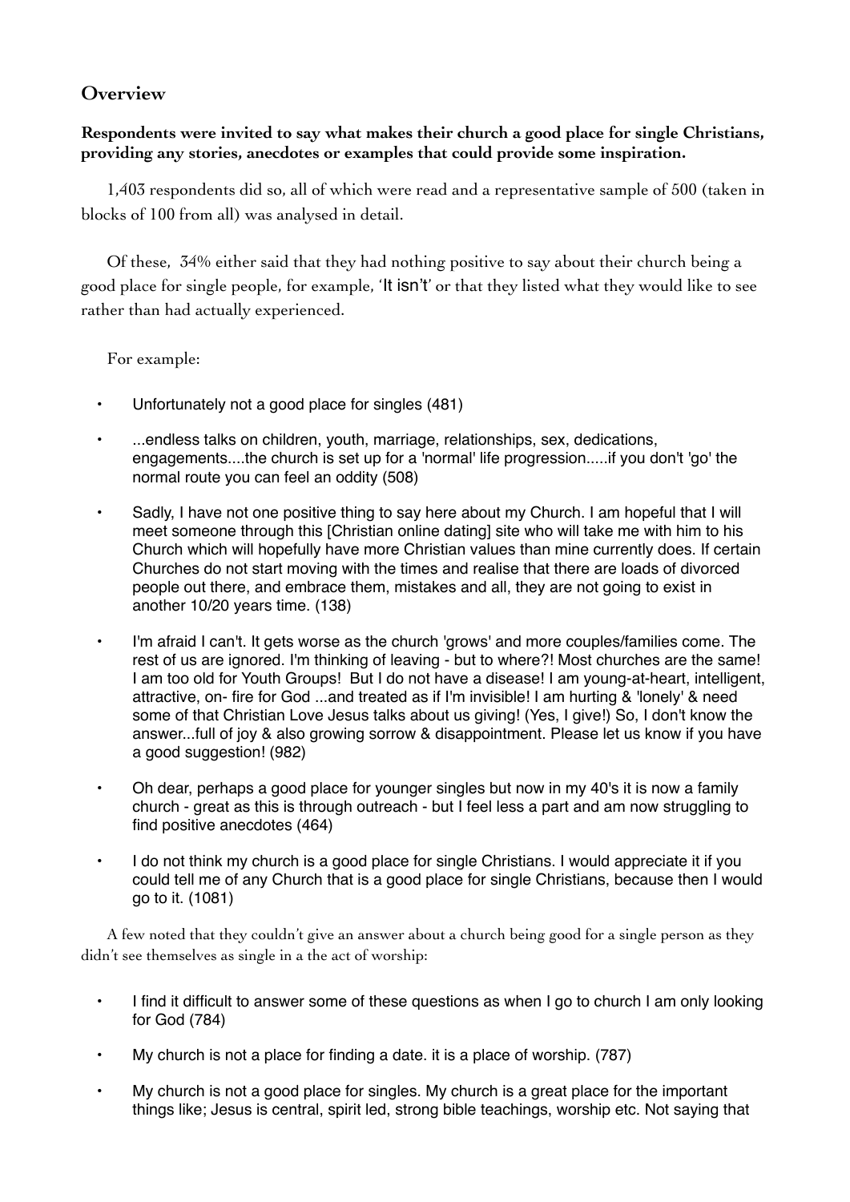## Overview

**Respondents were invited to say what makes their church a good place for single Christians, providing any stories, anecdotes or examples that could provide some inspiration.**

1,403 respondents did so, all of which were read and a representative sample of 500 (taken in blocks of 100 from all) was analysed in detail.

Of these, 34% either said that they had nothing positive to say about their church being a good place for single people, for example, 'It isn't' or that they listed what they would like to see rather than had actually experienced.

For example:

- Unfortunately not a good place for singles (481)
- ...endless talks on children, youth, marriage, relationships, sex, dedications, engagements....the church is set up for a 'normal' life progression.....if you don't 'go' the normal route you can feel an oddity (508)
- Sadly, I have not one positive thing to say here about my Church. I am hopeful that I will meet someone through this [Christian online dating] site who will take me with him to his Church which will hopefully have more Christian values than mine currently does. If certain Churches do not start moving with the times and realise that there are loads of divorced people out there, and embrace them, mistakes and all, they are not going to exist in another 10/20 years time. (138)
- I'm afraid I can't. It gets worse as the church 'grows' and more couples/families come. The rest of us are ignored. I'm thinking of leaving - but to where?! Most churches are the same! I am too old for Youth Groups! But I do not have a disease! I am young-at-heart, intelligent, attractive, on- fire for God ...and treated as if I'm invisible! I am hurting & 'lonely' & need some of that Christian Love Jesus talks about us giving! (Yes, I give!) So, I don't know the answer...full of joy & also growing sorrow & disappointment. Please let us know if you have a good suggestion! (982)
- Oh dear, perhaps a good place for younger singles but now in my 40's it is now a family church - great as this is through outreach - but I feel less a part and am now struggling to find positive anecdotes (464)
- I do not think my church is a good place for single Christians. I would appreciate it if you could tell me of any Church that is a good place for single Christians, because then I would go to it. (1081)

A few noted that they couldn't give an answer about a church being good for a single person as they didn't see themselves as single in a the act of worship:

- I find it difficult to answer some of these questions as when I go to church I am only looking for God (784)
- My church is not a place for finding a date. it is a place of worship. (787)
- My church is not a good place for singles. My church is a great place for the important things like; Jesus is central, spirit led, strong bible teachings, worship etc. Not saying that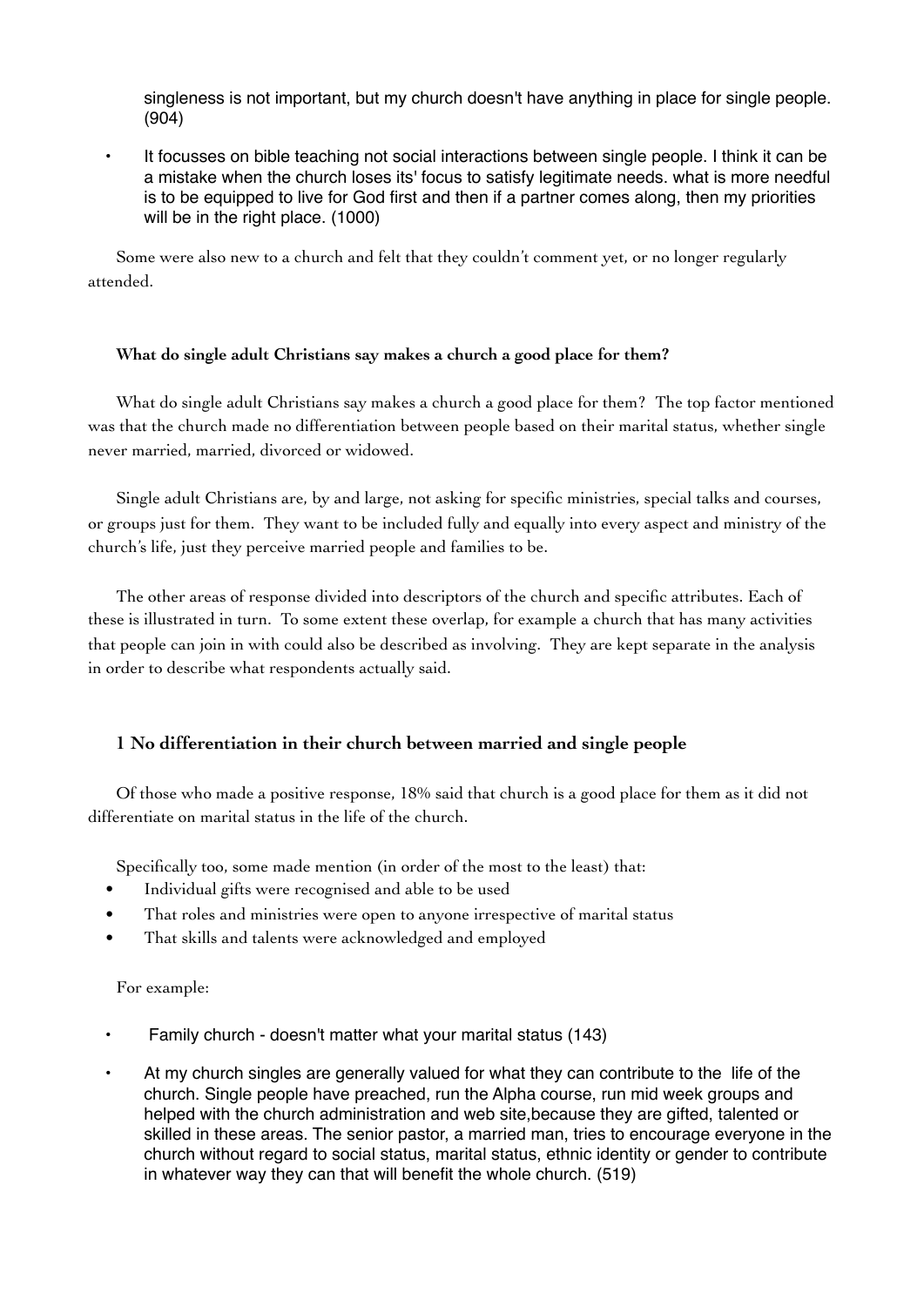singleness is not important, but my church doesn't have anything in place for single people. (904)

- It focusses on bible teaching not social interactions between single people. I think it can be a mistake when the church loses its' focus to satisfy legitimate needs. what is more needful is to be equipped to live for God first and then if a partner comes along, then my priorities will be in the right place. (1000)

Some were also new to a church and felt that they couldn't comment yet, or no longer regularly attended.

**What do single adult Christians say makes a church a good place for them?**

What do single adult Christians say makes a church a good place for them? The top factor mentioned was that the church made no differentiation between people based on their marital status, whether single never married, married, divorced or widowed.

Single adult Christians are, by and large, not asking for specific ministries, special talks and courses, or groups just for them. They want to be included fully and equally into every aspect and ministry of the church's life, just they perceive married people and families to be.

The other areas of response divided into descriptors of the church and specific attributes. Each of these is illustrated in turn. To some extent these overlap, for example a church that has many activities that people can join in with could also be described as involving. They are kept separate in the analysis in order to describe what respondents actually said.

## 1 No differentiation in their church between married and single people

Of those who made a positive response, 18% said that church is a good place for them as it did not differentiate on marital status in the life of the church.

Specifically too, some made mention (in order of the most to the least) that:

- Individual gifts were recognised and able to be used
- That roles and ministries were open to anyone irrespective of marital status
- That skills and talents were acknowledged and employed

For example:

- Family church - doesn't matter what your marital status (143)
- At my church singles are generally valued for what they can contribute to the life of the church. Single people have preached, run the Alpha course, run mid week groups and helped with the church administration and web site,because they are gifted, talented or skilled in these areas. The senior pastor, a married man, tries to encourage everyone in the church without regard to social status, marital status, ethnic identity or gender to contribute in whatever way they can that will benefit the whole church. (519)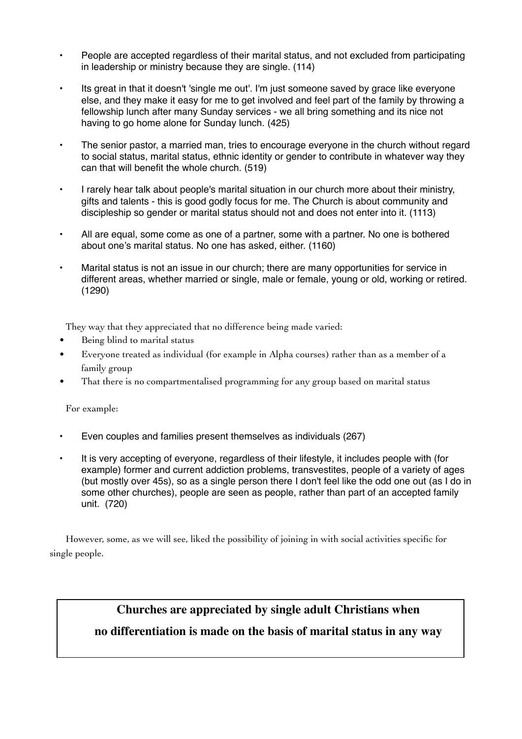- People are accepted regardless of their marital status, and not excluded from participating in leadership or ministry because they are single. (114)
- Its great in that it doesn't 'single me out'. I'm just someone saved by grace like everyone else, and they make it easy for me to get involved and feel part of the family by throwing a fellowship lunch after many Sunday services - we all bring something and its nice not having to go home alone for Sunday lunch. (425)
- The senior pastor, a married man, tries to encourage everyone in the church without regard to social status, marital status, ethnic identity or gender to contribute in whatever way they can that will benefit the whole church. (519)
- I rarely hear talk about people's marital situation in our church more about their ministry, gifts and talents - this is good godly focus for me. The Church is about community and discipleship so gender or marital status should not and does not enter into it. (1113)
- All are equal, some come as one of a partner, some with a partner. No one is bothered about one's marital status. No one has asked, either. (1160)
- Marital status is not an issue in our church; there are many opportunities for service in different areas, whether married or single, male or female, young or old, working or retired. (1290)

They way that they appreciated that no difference being made varied:

- Being blind to marital status
- Everyone treated as individual (for example in Alpha courses) rather than as a member of a family group
- That there is no compartmentalised programming for any group based on marital status

For example:

- Even couples and families present themselves as individuals (267)
- It is very accepting of everyone, regardless of their lifestyle, it includes people with (for example) former and current addiction problems, transvestites, people of a variety of ages (but mostly over 45s), so as a single person there I don't feel like the odd one out (as I do in some other churches), people are seen as people, rather than part of an accepted family unit. (720)

However, some, as we will see, liked the possibility of joining in with social activities specific for single people.

**Churches are appreciated by single adult Christians when no differentiation is made on the basis of marital status in any way**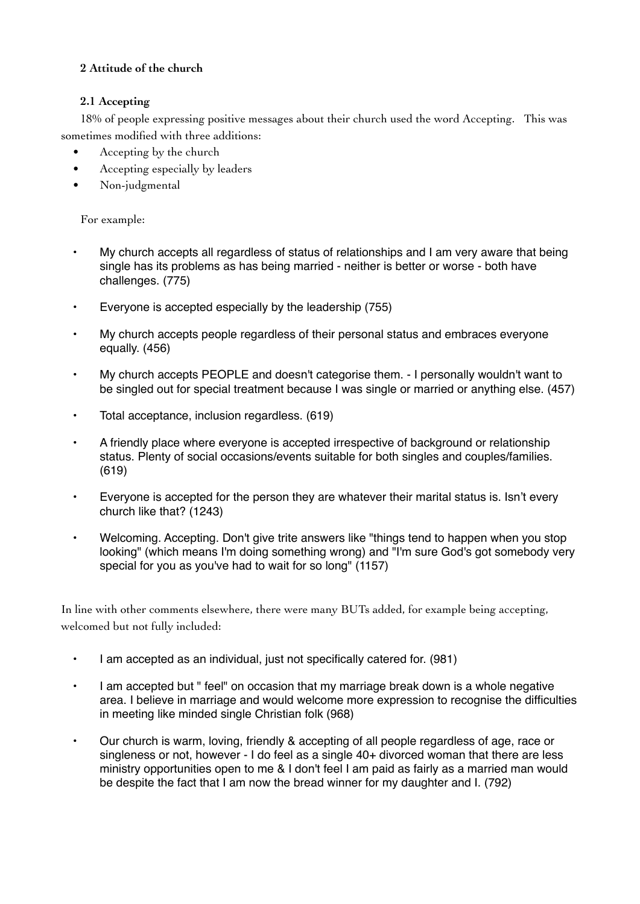## 2 Attitude of the church

### 2.1 Accepting

18% of people expressing positive messages about their church used the word Accepting. This was sometimes modified with three additions:

- Accepting by the church
- Accepting especially by leaders
- Non-judgmental

For example:

- My church accepts all regardless of status of relationships and I am very aware that being single has its problems as has being married - neither is better or worse - both have challenges. (775)
- Everyone is accepted especially by the leadership (755)
- My church accepts people regardless of their personal status and embraces everyone equally. (456)
- My church accepts PEOPLE and doesn't categorise them. - I personally wouldn't want to be singled out for special treatment because I was single or married or anything else. (457)
- Total acceptance, inclusion regardless. (619)
- A friendly place where everyone is accepted irrespective of background or relationship status. Plenty of social occasions/events suitable for both singles and couples/families. (619)
- Everyone is accepted for the person they are whatever their marital status is. Isn't every church like that? (1243)
- Welcoming. Accepting. Don't give trite answers like "things tend to happen when you stop looking" (which means I'm doing something wrong) and "I'm sure God's got somebody very special for you as you've had to wait for so long" (1157)

In line with other comments elsewhere, there were many BUTs added, for example being accepting, welcomed but not fully included:

- I am accepted as an individual, just not specifically catered for. (981)
- I am accepted but " feel" on occasion that my marriage break down is a whole negative area. I believe in marriage and would welcome more expression to recognise the difficulties in meeting like minded single Christian folk (968)
- Our church is warm, loving, friendly & accepting of all people regardless of age, race or singleness or not, however - I do feel as a single 40+ divorced woman that there are less ministry opportunities open to me & I don't feel I am paid as fairly as a married man would be despite the fact that I am now the bread winner for my daughter and I. (792)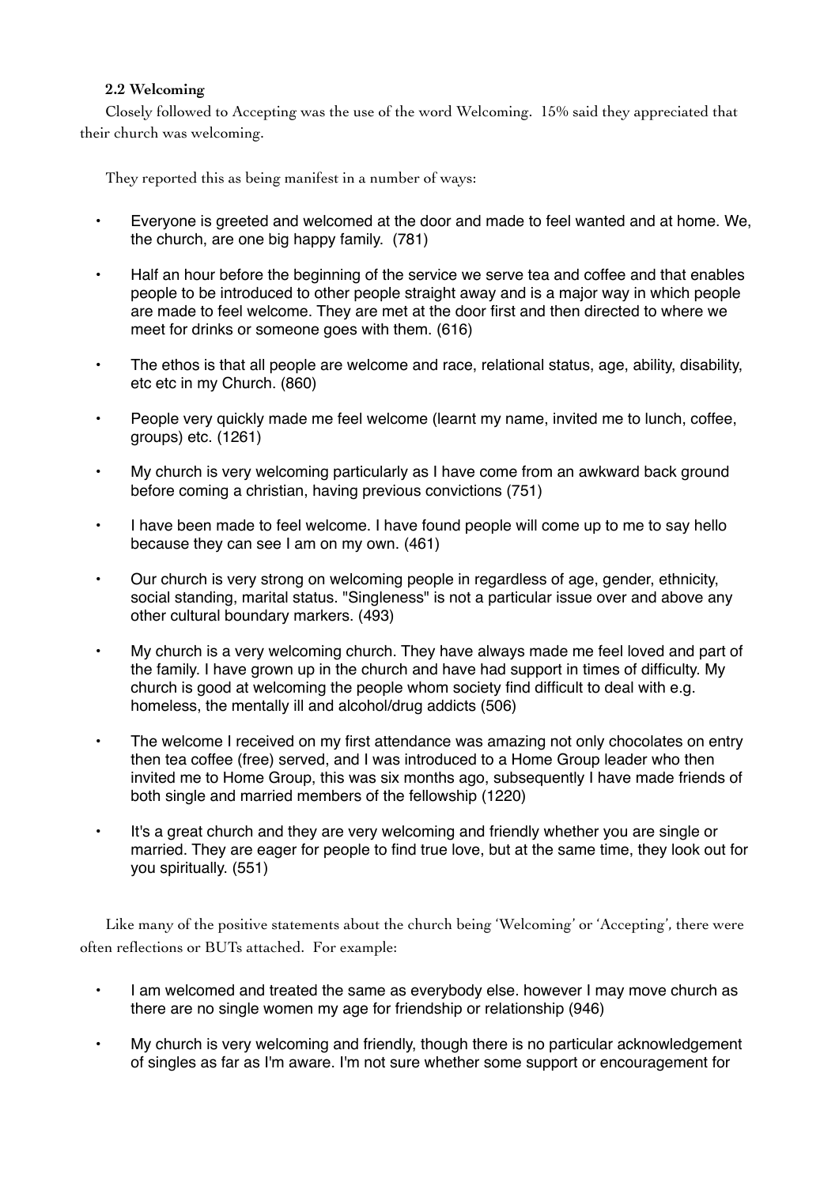### 2.2 Welcoming

Closely followed to Accepting was the use of the word Welcoming. 15% said they appreciated that their church was welcoming.

They reported this as being manifest in a number of ways:

- Everyone is greeted and welcomed at the door and made to feel wanted and at home. We, the church, are one big happy family. (781)
- Half an hour before the beginning of the service we serve tea and coffee and that enables people to be introduced to other people straight away and is a major way in which people are made to feel welcome. They are met at the door first and then directed to where we meet for drinks or someone goes with them. (616)
- The ethos is that all people are welcome and race, relational status, age, ability, disability, etc etc in my Church. (860)
- People very quickly made me feel welcome (learnt my name, invited me to lunch, coffee, groups) etc. (1261)
- My church is very welcoming particularly as I have come from an awkward back ground before coming a christian, having previous convictions (751)
- I have been made to feel welcome. I have found people will come up to me to say hello because they can see I am on my own. (461)
- Our church is very strong on welcoming people in regardless of age, gender, ethnicity, social standing, marital status. "Singleness" is not a particular issue over and above any other cultural boundary markers. (493)
- My church is a very welcoming church. They have always made me feel loved and part of the family. I have grown up in the church and have had support in times of difficulty. My church is good at welcoming the people whom society find difficult to deal with e.g. homeless, the mentally ill and alcohol/drug addicts (506)
- The welcome I received on my first attendance was amazing not only chocolates on entry then tea coffee (free) served, and I was introduced to a Home Group leader who then invited me to Home Group, this was six months ago, subsequently I have made friends of both single and married members of the fellowship (1220)
- It's a great church and they are very welcoming and friendly whether you are single or married. They are eager for people to find true love, but at the same time, they look out for you spiritually. (551)

Like many of the positive statements about the church being 'Welcoming' or 'Accepting', there were often reflections or BUTs attached. For example:

- I am welcomed and treated the same as everybody else. however I may move church as there are no single women my age for friendship or relationship (946)
- My church is very welcoming and friendly, though there is no particular acknowledgement of singles as far as I'm aware. I'm not sure whether some support or encouragement for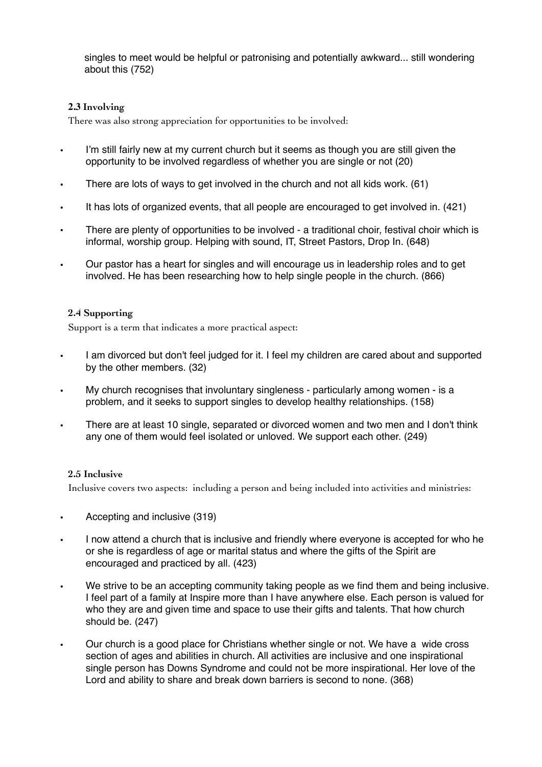singles to meet would be helpful or patronising and potentially awkward... still wondering about this (752)

### 2.3 Involving

There was also strong appreciation for opportunities to be involved:

- I'm still fairly new at my current church but it seems as though you are still given the opportunity to be involved regardless of whether you are single or not (20)
- There are lots of ways to get involved in the church and not all kids work. (61)
- It has lots of organized events, that all people are encouraged to get involved in. (421)
- There are plenty of opportunities to be involved - a traditional choir, festival choir which is informal, worship group. Helping with sound, IT, Street Pastors, Drop In. (648)
- Our pastor has a heart for singles and will encourage us in leadership roles and to get involved. He has been researching how to help single people in the church. (866)

### 2.4 Supporting

Support is a term that indicates a more practical aspect:

- I am divorced but don't feel judged for it. I feel my children are cared about and supported by the other members. (32)
- My church recognises that involuntary singleness - particularly among women - is a problem, and it seeks to support singles to develop healthy relationships. (158)
- There are at least 10 single, separated or divorced women and two men and I don't think any one of them would feel isolated or unloved. We support each other. (249)

### 2.5 Inclusive

Inclusive covers two aspects: including a person and being included into activities and ministries:

- Accepting and inclusive (319)
- I now attend a church that is inclusive and friendly where everyone is accepted for who he or she is regardless of age or marital status and where the gifts of the Spirit are encouraged and practiced by all. (423)
- We strive to be an accepting community taking people as we find them and being inclusive. I feel part of a family at Inspire more than I have anywhere else. Each person is valued for who they are and given time and space to use their gifts and talents. That how church should be. (247)
- Our church is a good place for Christians whether single or not. We have a wide cross section of ages and abilities in church. All activities are inclusive and one inspirational single person has Downs Syndrome and could not be more inspirational. Her love of the Lord and ability to share and break down barriers is second to none. (368)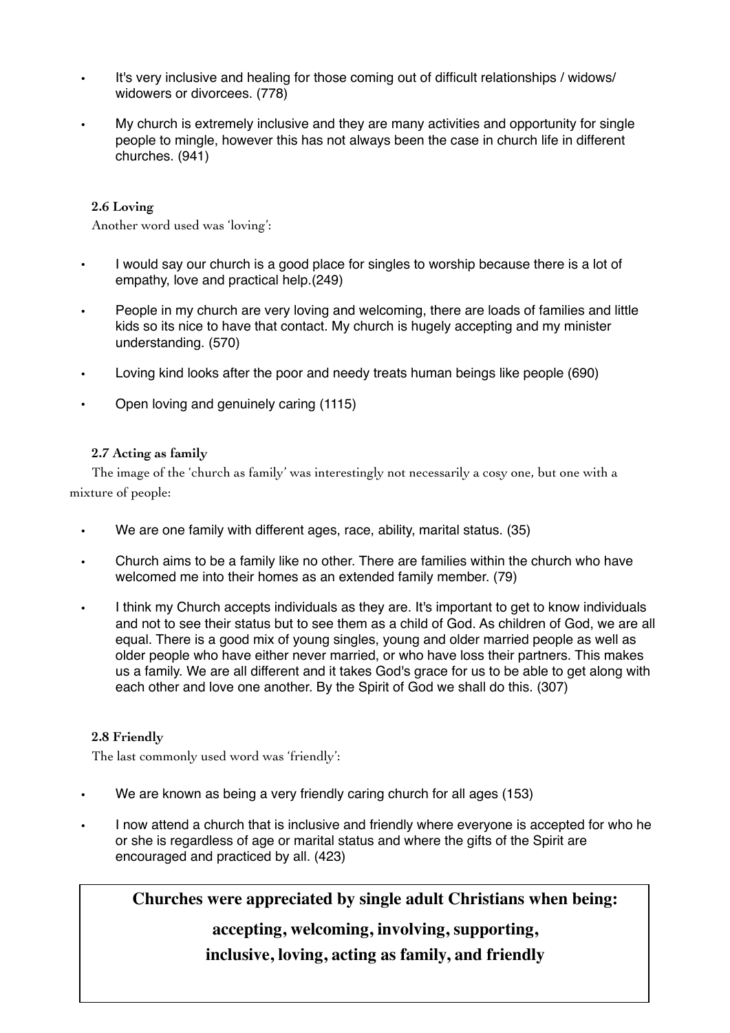- It's very inclusive and healing for those coming out of difficult relationships / widows/ widowers or divorcees. (778)
- My church is extremely inclusive and they are many activities and opportunity for single people to mingle, however this has not always been the case in church life in different churches. (941)

### 2.6 Loving

Another word used was 'loving':

- I would say our church is a good place for singles to worship because there is a lot of empathy, love and practical help.(249)
- People in my church are very loving and welcoming, there are loads of families and little kids so its nice to have that contact. My church is hugely accepting and my minister understanding. (570)
- Loving kind looks after the poor and needy treats human beings like people (690)
- Open loving and genuinely caring (1115)

### 2.7 Acting as family

The image of the 'church as family' was interestingly not necessarily a cosy one, but one with a mixture of people:

- We are one family with different ages, race, ability, marital status. (35)
- Church aims to be a family like no other. There are families within the church who have welcomed me into their homes as an extended family member. (79)
- I think my Church accepts individuals as they are. It's important to get to know individuals and not to see their status but to see them as a child of God. As children of God, we are all equal. There is a good mix of young singles, young and older married people as well as older people who have either never married, or who have loss their partners. This makes us a family. We are all different and it takes God's grace for us to be able to get along with each other and love one another. By the Spirit of God we shall do this. (307)

### 2.8 Friendly

The last commonly used word was 'friendly':

- We are known as being a very friendly caring church for all ages (153)
- I now attend a church that is inclusive and friendly where everyone is accepted for who he or she is regardless of age or marital status and where the gifts of the Spirit are encouraged and practiced by all. (423)

**Churches were appreciated by single adult Christians when being:**

**accepting, welcoming, involving, supporting,**
**inclusive, loving, acting as family, and friendly**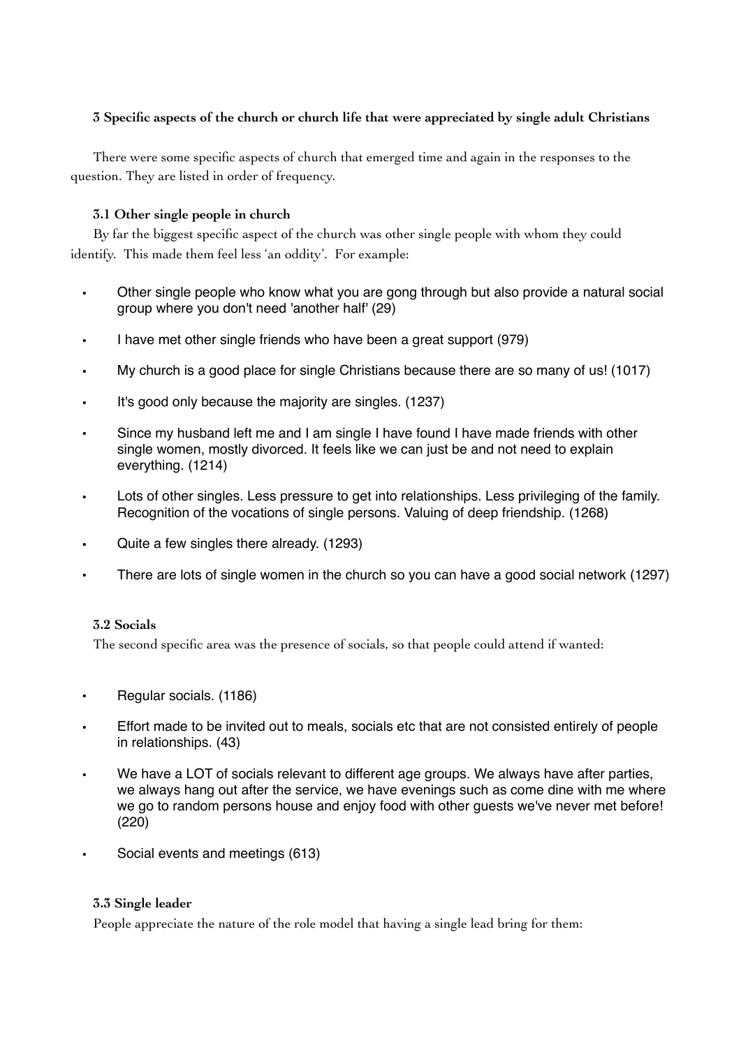### 3 Specific aspects of the church or church life that were appreciated by single adult Christians

There were some specific aspects of church that emerged time and again in the responses to the question. They are listed in order of frequency.

#### 3.1 Other single people in church

By far the biggest specific aspect of the church was other single people with whom they could identify. This made them feel less 'an oddity'. For example:

- Other single people who know what you are gong through but also provide a natural social group where you don't need 'another half' (29)
- I have met other single friends who have been a great support (979)
- My church is a good place for single Christians because there are so many of us! (1017)
- It's good only because the majority are singles. (1237)
- Since my husband left me and I am single I have found I have made friends with other single women, mostly divorced. It feels like we can just be and not need to explain everything. (1214)
- Lots of other singles. Less pressure to get into relationships. Less privileging of the family. Recognition of the vocations of single persons. Valuing of deep friendship. (1268)
- Quite a few singles there already. (1293)
- There are lots of single women in the church so you can have a good social network (1297)

#### 3.2 Socials

The second specific area was the presence of socials, so that people could attend if wanted:

- Regular socials. (1186)
- Effort made to be invited out to meals, socials etc that are not consisted entirely of people in relationships. (43)
- We have a LOT of socials relevant to different age groups. We always have after parties, we always hang out after the service, we have evenings such as come dine with me where we go to random persons house and enjoy food with other guests we've never met before! (220)
- Social events and meetings (613)

#### 3.3 Single leader

People appreciate the nature of the role model that having a single lead bring for them: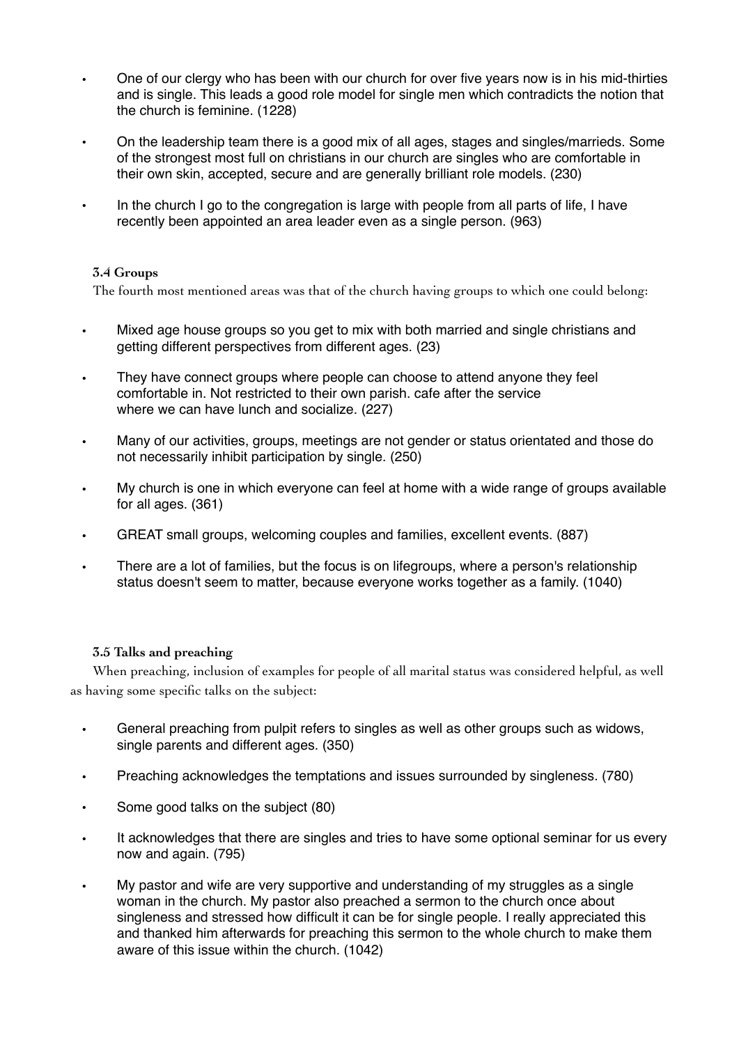- One of our clergy who has been with our church for over five years now is in his mid-thirties and is single. This leads a good role model for single men which contradicts the notion that the church is feminine. (1228)
- On the leadership team there is a good mix of all ages, stages and singles/marrieds. Some of the strongest most full on christians in our church are singles who are comfortable in their own skin, accepted, secure and are generally brilliant role models. (230)
- In the church I go to the congregation is large with people from all parts of life, I have recently been appointed an area leader even as a single person. (963)

### 3.4 Groups

The fourth most mentioned areas was that of the church having groups to which one could belong:

- Mixed age house groups so you get to mix with both married and single christians and getting different perspectives from different ages. (23)
- They have connect groups where people can choose to attend anyone they feel comfortable in. Not restricted to their own parish. cafe after the service where we can have lunch and socialize. (227)
- Many of our activities, groups, meetings are not gender or status orientated and those do not necessarily inhibit participation by single. (250)
- My church is one in which everyone can feel at home with a wide range of groups available for all ages. (361)
- GREAT small groups, welcoming couples and families, excellent events. (887)
- There are a lot of families, but the focus is on lifegroups, where a person's relationship status doesn't seem to matter, because everyone works together as a family. (1040)

### 3.5 Talks and preaching

When preaching, inclusion of examples for people of all marital status was considered helpful, as well as having some specific talks on the subject:

- General preaching from pulpit refers to singles as well as other groups such as widows, single parents and different ages. (350)
- Preaching acknowledges the temptations and issues surrounded by singleness. (780)
- Some good talks on the subject (80)
- It acknowledges that there are singles and tries to have some optional seminar for us every now and again. (795)
- My pastor and wife are very supportive and understanding of my struggles as a single woman in the church. My pastor also preached a sermon to the church once about singleness and stressed how difficult it can be for single people. I really appreciated this and thanked him afterwards for preaching this sermon to the whole church to make them aware of this issue within the church. (1042)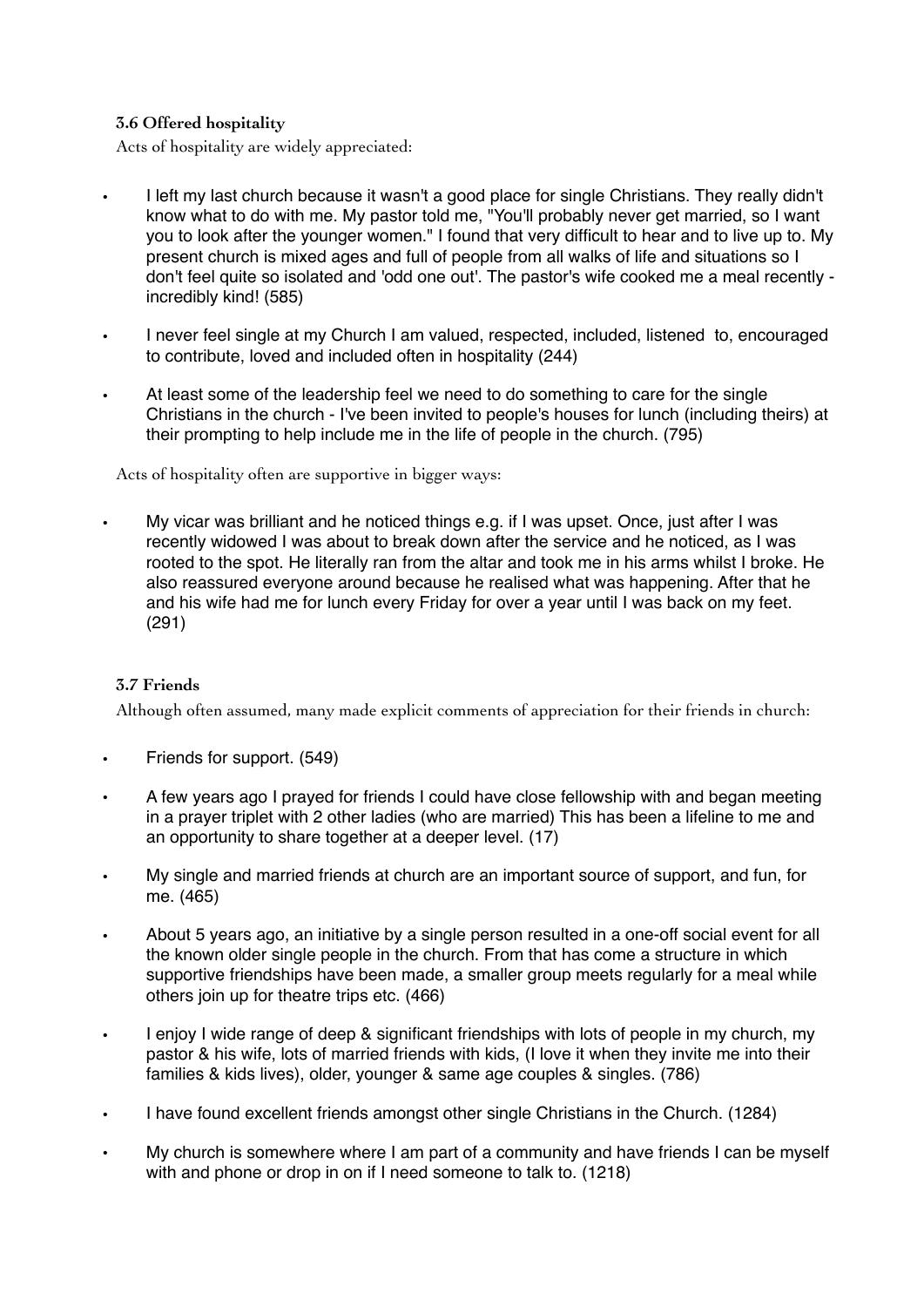### 3.6 Offered hospitality

Acts of hospitality are widely appreciated:

- I left my last church because it wasn't a good place for single Christians. They really didn't know what to do with me. My pastor told me, "You'll probably never get married, so I want you to look after the younger women." I found that very difficult to hear and to live up to. My present church is mixed ages and full of people from all walks of life and situations so I don't feel quite so isolated and 'odd one out'. The pastor's wife cooked me a meal recently - incredibly kind! (585)
- I never feel single at my Church I am valued, respected, included, listened to, encouraged to contribute, loved and included often in hospitality (244)
- At least some of the leadership feel we need to do something to care for the single Christians in the church - I've been invited to people's houses for lunch (including theirs) at their prompting to help include me in the life of people in the church. (795)

Acts of hospitality often are supportive in bigger ways:

- My vicar was brilliant and he noticed things e.g. if I was upset. Once, just after I was recently widowed I was about to break down after the service and he noticed, as I was rooted to the spot. He literally ran from the altar and took me in his arms whilst I broke. He also reassured everyone around because he realised what was happening. After that he and his wife had me for lunch every Friday for over a year until I was back on my feet. (291)

### 3.7 Friends

Although often assumed, many made explicit comments of appreciation for their friends in church:

- Friends for support. (549)
- A few years ago I prayed for friends I could have close fellowship with and began meeting in a prayer triplet with 2 other ladies (who are married) This has been a lifeline to me and an opportunity to share together at a deeper level. (17)
- My single and married friends at church are an important source of support, and fun, for me. (465)
- About 5 years ago, an initiative by a single person resulted in a one-off social event for all the known older single people in the church. From that has come a structure in which supportive friendships have been made, a smaller group meets regularly for a meal while others join up for theatre trips etc. (466)
- I enjoy I wide range of deep & significant friendships with lots of people in my church, my pastor & his wife, lots of married friends with kids, (I love it when they invite me into their families & kids lives), older, younger & same age couples & singles. (786)
- I have found excellent friends amongst other single Christians in the Church. (1284)
- My church is somewhere where I am part of a community and have friends I can be myself with and phone or drop in on if I need someone to talk to. (1218)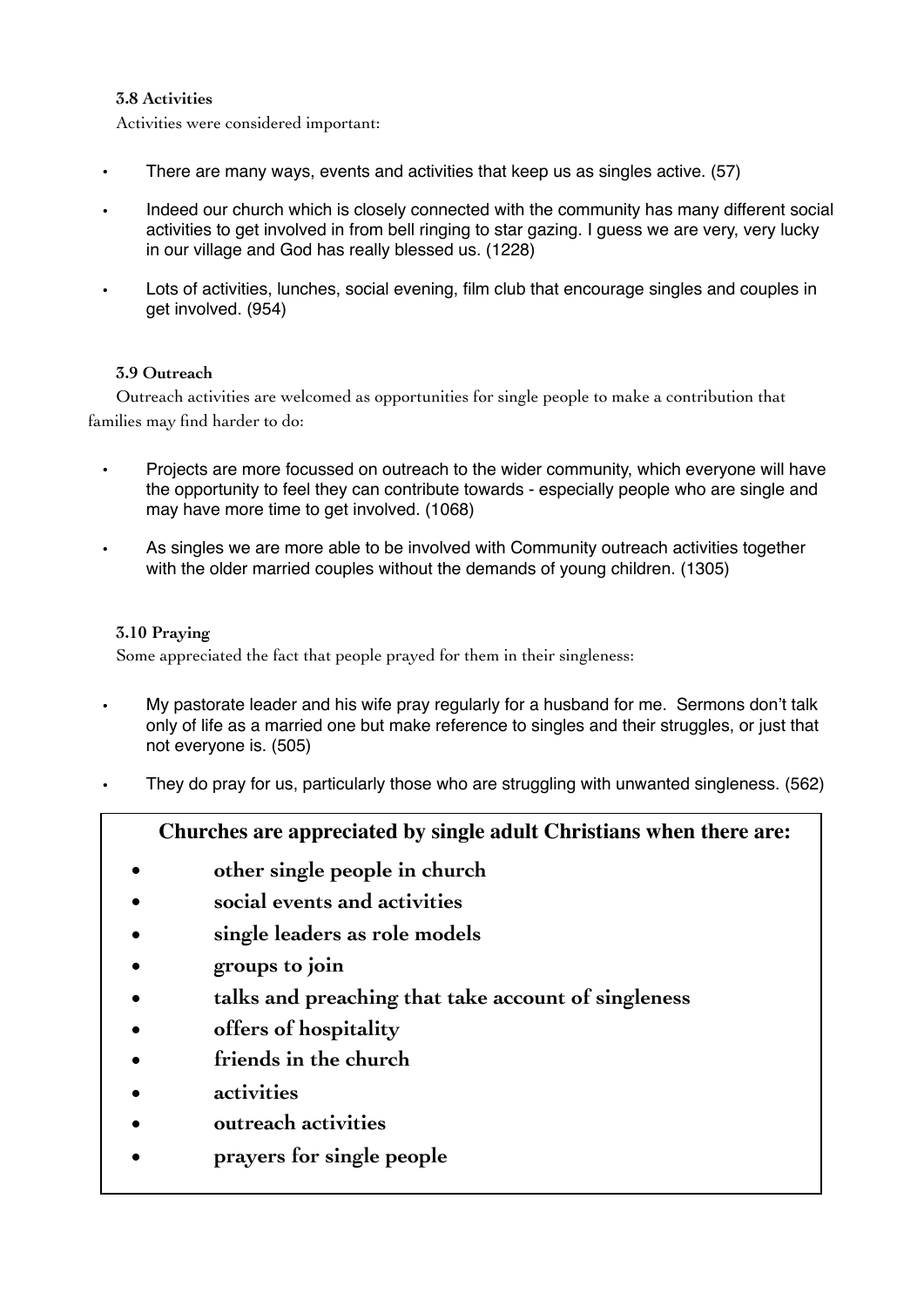### 3.8 Activities

Activities were considered important:

- There are many ways, events and activities that keep us as singles active. (57)
- Indeed our church which is closely connected with the community has many different social activities to get involved in from bell ringing to star gazing. I guess we are very, very lucky in our village and God has really blessed us. (1228)
- Lots of activities, lunches, social evening, film club that encourage singles and couples in get involved. (954)

### 3.9 Outreach

Outreach activities are welcomed as opportunities for single people to make a contribution that families may find harder to do:

- Projects are more focussed on outreach to the wider community, which everyone will have the opportunity to feel they can contribute towards - especially people who are single and may have more time to get involved. (1068)
- As singles we are more able to be involved with Community outreach activities together with the older married couples without the demands of young children. (1305)

### 3.10 Praying

Some appreciated the fact that people prayed for them in their singleness:

- My pastorate leader and his wife pray regularly for a husband for me. Sermons don't talk only of life as a married one but make reference to singles and their struggles, or just that not everyone is. (505)
- They do pray for us, particularly those who are struggling with unwanted singleness. (562)

**Churches are appreciated by single adult Christians when there are:**

- **other single people in church**
- **social events and activities**
- **single leaders as role models**
- **groups to join**
- **talks and preaching that take account of singleness**
- **offers of hospitality**
- **friends in the church**
- **activities**
- **outreach activities**
- **prayers for single people**